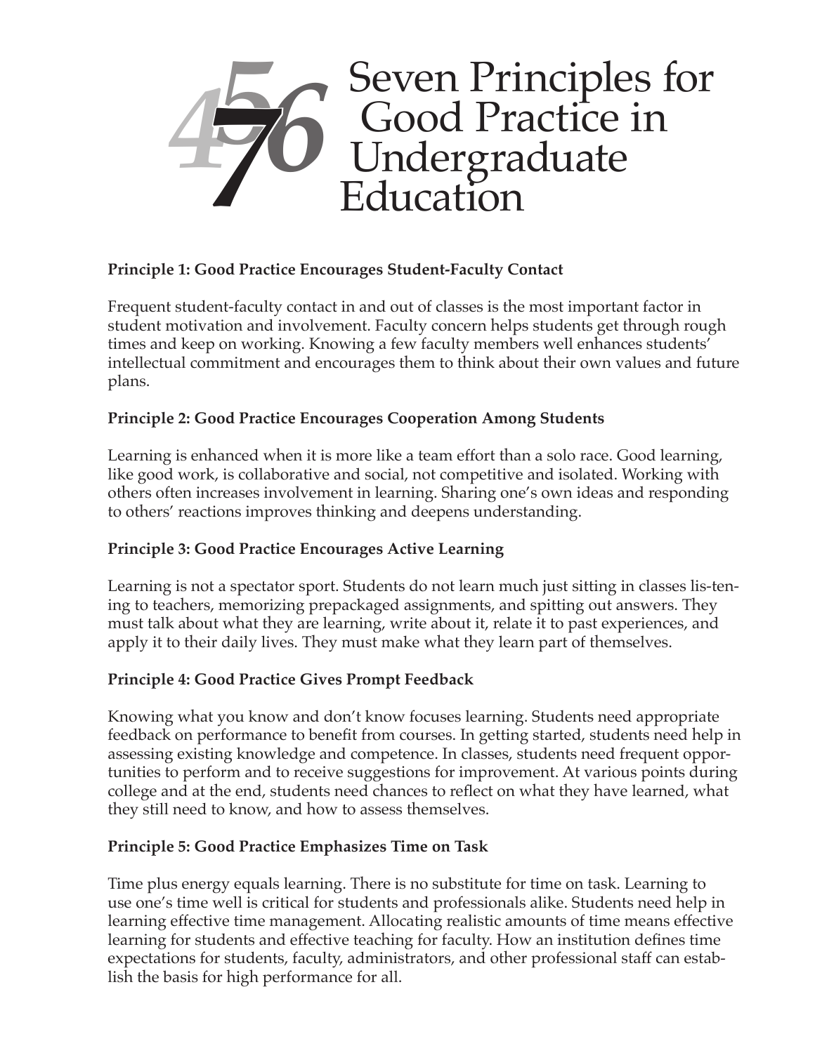# Seven Principles for Good Practice in Undergraduate Education

**Principle 1: Good Practice Encourages Student-Faculty Contact**

Frequent student-faculty contact in and out of classes is the most important factor in student motivation and involvement. Faculty concern helps students get through rough times and keep on working. Knowing a few faculty members well enhances students' intellectual commitment and encourages them to think about their own values and future plans.

**Principle 2: Good Practice Encourages Cooperation Among Students**

Learning is enhanced when it is more like a team effort than a solo race. Good learning, like good work, is collaborative and social, not competitive and isolated. Working with others often increases involvement in learning. Sharing one's own ideas and responding to others' reactions improves thinking and deepens understanding.

**Principle 3: Good Practice Encourages Active Learning**

Learning is not a spectator sport. Students do not learn much just sitting in classes listening to teachers, memorizing prepackaged assignments, and spitting out answers. They must talk about what they are learning, write about it, relate it to past experiences, and apply it to their daily lives. They must make what they learn part of themselves.

**Principle 4: Good Practice Gives Prompt Feedback**

Knowing what you know and don't know focuses learning. Students need appropriate feedback on performance to benefit from courses. In getting started, students need help in assessing existing knowledge and competence. In classes, students need frequent opportunities to perform and to receive suggestions for improvement. At various points during college and at the end, students need chances to reflect on what they have learned, what they still need to know, and how to assess themselves.

**Principle 5: Good Practice Emphasizes Time on Task**

Time plus energy equals learning. There is no substitute for time on task. Learning to use one's time well is critical for students and professionals alike. Students need help in learning effective time management. Allocating realistic amounts of time means effective learning for students and effective teaching for faculty. How an institution defines time expectations for students, faculty, administrators, and other professional staff can establish the basis for high performance for all.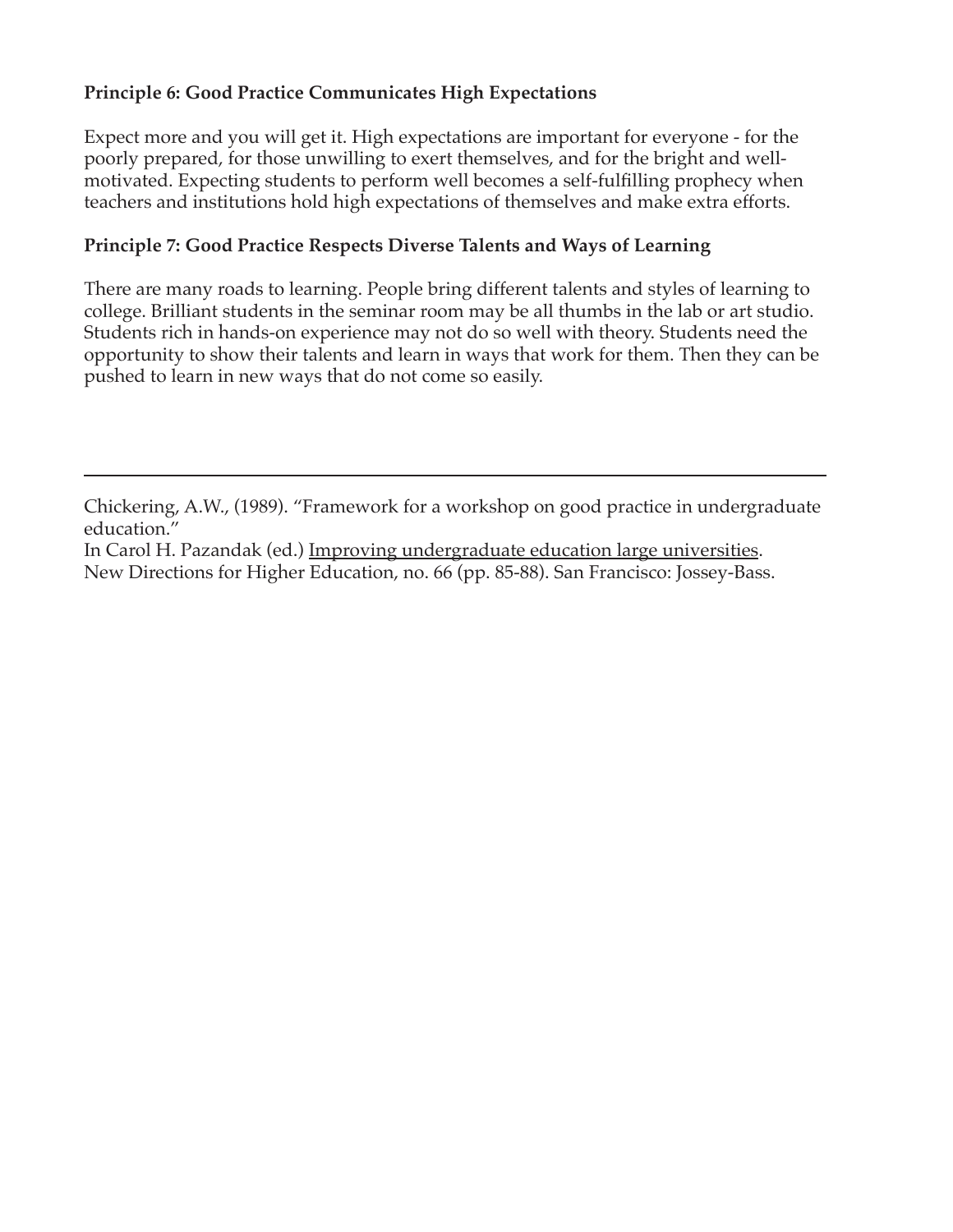**Principle 6: Good Practice Communicates High Expectations**

Expect more and you will get it. High expectations are important for everyone - for the poorly prepared, for those unwilling to exert themselves, and for the bright and well-motivated. Expecting students to perform well becomes a self-fulfilling prophecy when teachers and institutions hold high expectations of themselves and make extra efforts.

**Principle 7: Good Practice Respects Diverse Talents and Ways of Learning**

There are many roads to learning. People bring different talents and styles of learning to college. Brilliant students in the seminar room may be all thumbs in the lab or art studio. Students rich in hands-on experience may not do so well with theory. Students need the opportunity to show their talents and learn in ways that work for them. Then they can be pushed to learn in new ways that do not come so easily.

---

Chickering, A.W., (1989). "Framework for a workshop on good practice in undergraduate education."
In Carol H. Pazandak (ed.) <u>Improving undergraduate education large universities</u>.
New Directions for Higher Education, no. 66 (pp. 85-88). San Francisco: Jossey-Bass.